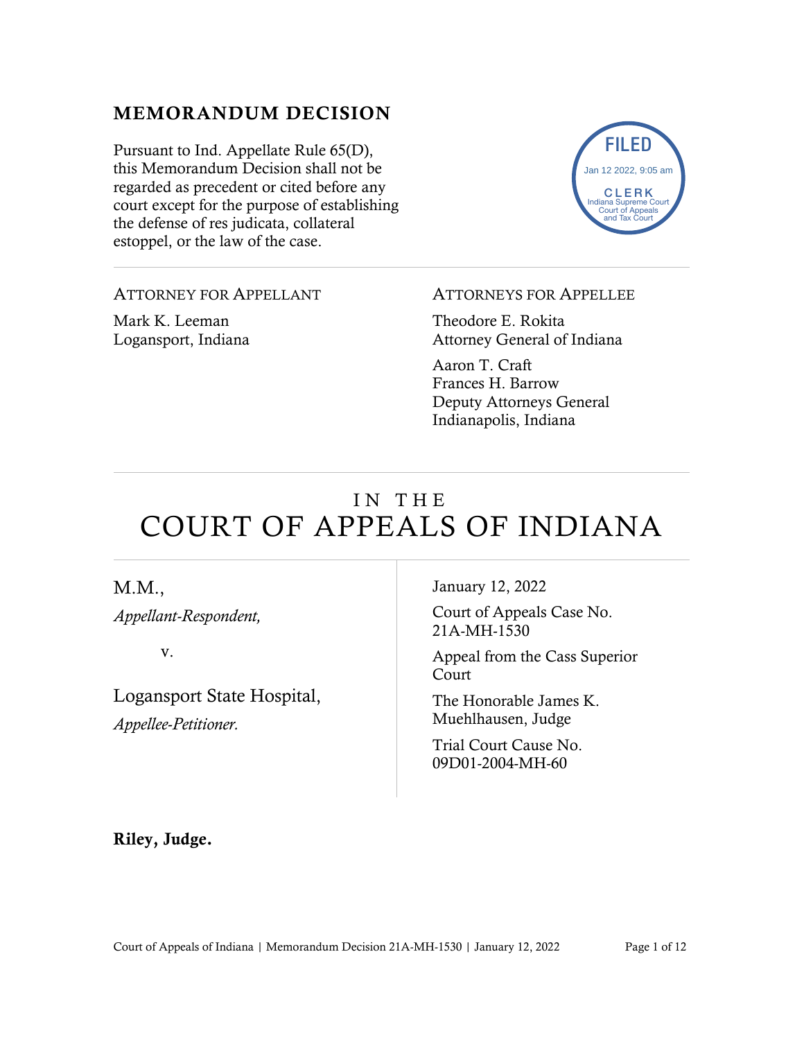## MEMORANDUM DECISION

Pursuant to Ind. Appellate Rule 65(D), this Memorandum Decision shall not be regarded as precedent or cited before any court except for the purpose of establishing the defense of res judicata, collateral estoppel, or the law of the case.

FILED
Jan 12 2022, 9:05 am
CLERK
Indiana Supreme Court
Court of Appeals
and Tax Court

ATTORNEY FOR APPELLANT

Mark K. Leeman
Logansport, Indiana

ATTORNEYS FOR APPELLEE

Theodore E. Rokita
Attorney General of Indiana

Aaron T. Craft
Frances H. Barrow
Deputy Attorneys General
Indianapolis, Indiana

# IN THE COURT OF APPEALS OF INDIANA

M.M.,
*Appellant-Respondent,*

v.

Logansport State Hospital,
*Appellee-Petitioner.*

January 12, 2022

Court of Appeals Case No. 21A-MH-1530

Appeal from the Cass Superior Court

The Honorable James K. Muehlhausen, Judge

Trial Court Cause No. 09D01-2004-MH-60

**Riley, Judge.**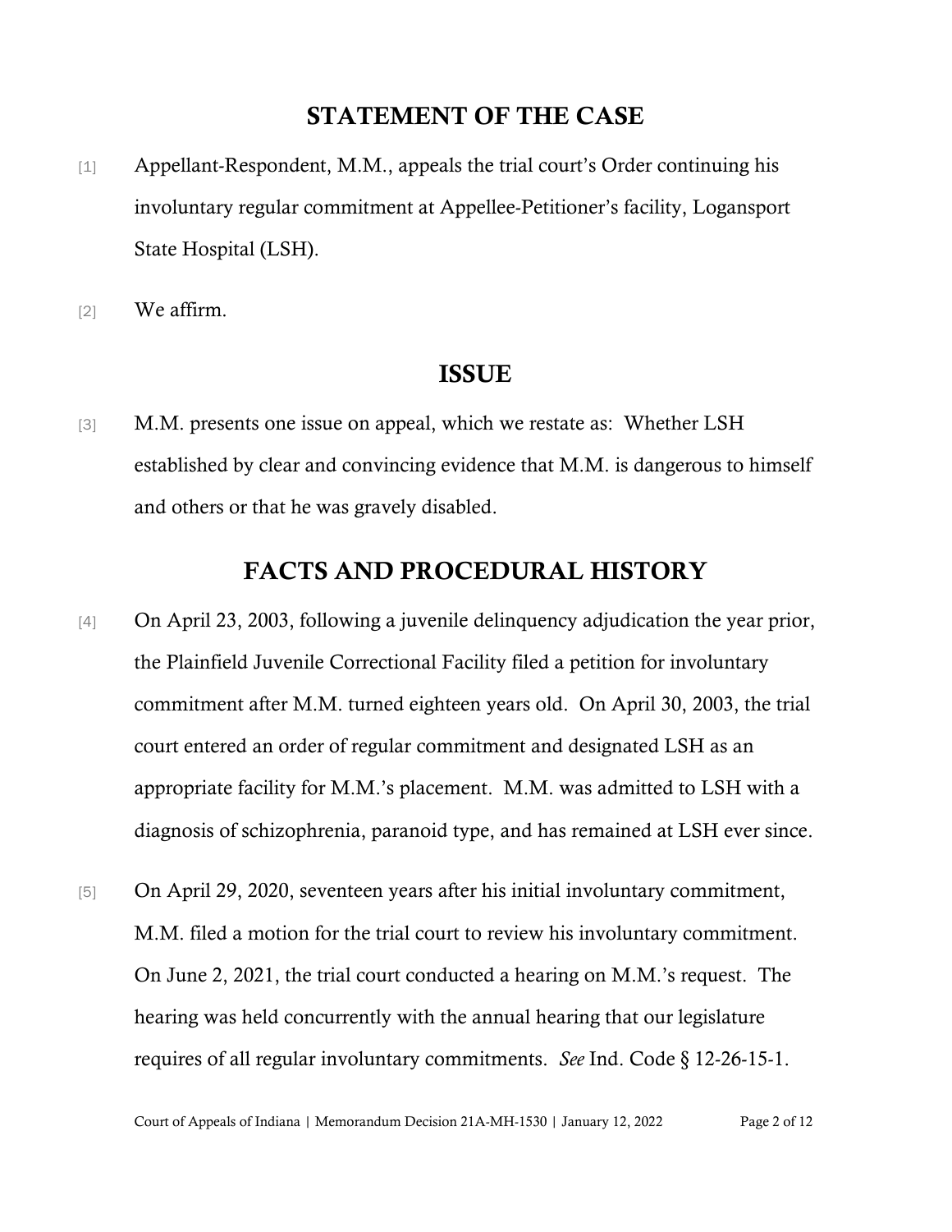## STATEMENT OF THE CASE

[1] Appellant-Respondent, M.M., appeals the trial court's Order continuing his involuntary regular commitment at Appellee-Petitioner's facility, Logansport State Hospital (LSH).

[2] We affirm.

## ISSUE

[3] M.M. presents one issue on appeal, which we restate as: Whether LSH established by clear and convincing evidence that M.M. is dangerous to himself and others or that he was gravely disabled.

## FACTS AND PROCEDURAL HISTORY

[4] On April 23, 2003, following a juvenile delinquency adjudication the year prior, the Plainfield Juvenile Correctional Facility filed a petition for involuntary commitment after M.M. turned eighteen years old. On April 30, 2003, the trial court entered an order of regular commitment and designated LSH as an appropriate facility for M.M.'s placement. M.M. was admitted to LSH with a diagnosis of schizophrenia, paranoid type, and has remained at LSH ever since.

[5] On April 29, 2020, seventeen years after his initial involuntary commitment, M.M. filed a motion for the trial court to review his involuntary commitment. On June 2, 2021, the trial court conducted a hearing on M.M.'s request. The hearing was held concurrently with the annual hearing that our legislature requires of all regular involuntary commitments. *See* Ind. Code § 12-26-15-1.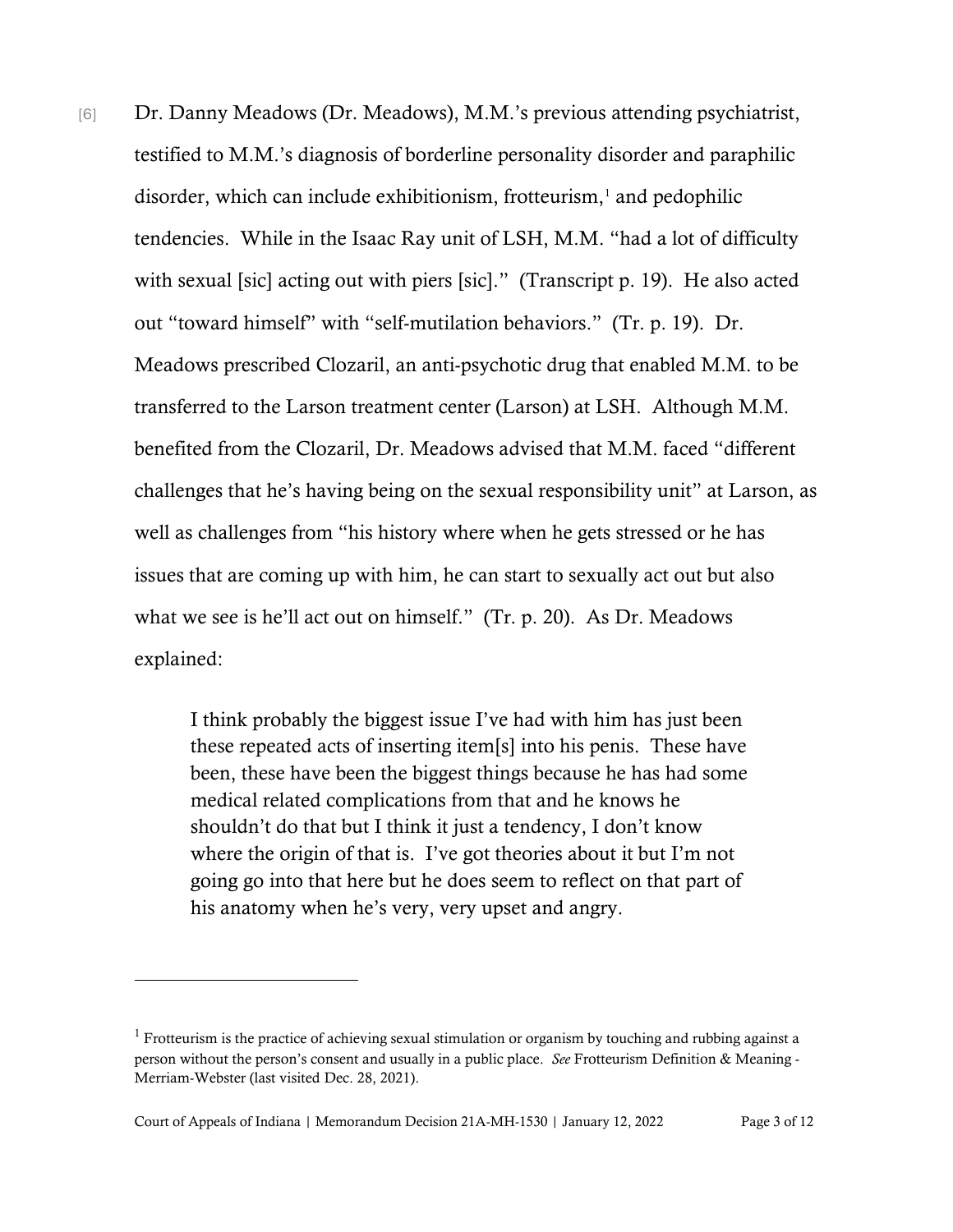[6] Dr. Danny Meadows (Dr. Meadows), M.M.'s previous attending psychiatrist, testified to M.M.'s diagnosis of borderline personality disorder and paraphilic disorder, which can include exhibitionism, frotteurism,[1] and pedophilic tendencies. While in the Isaac Ray unit of LSH, M.M. "had a lot of difficulty with sexual [sic] acting out with piers [sic]." (Transcript p. 19). He also acted out "toward himself" with "self-mutilation behaviors." (Tr. p. 19). Dr. Meadows prescribed Clozaril, an anti-psychotic drug that enabled M.M. to be transferred to the Larson treatment center (Larson) at LSH. Although M.M. benefited from the Clozaril, Dr. Meadows advised that M.M. faced "different challenges that he's having being on the sexual responsibility unit" at Larson, as well as challenges from "his history where when he gets stressed or he has issues that are coming up with him, he can start to sexually act out but also what we see is he'll act out on himself." (Tr. p. 20). As Dr. Meadows explained:

> I think probably the biggest issue I've had with him has just been these repeated acts of inserting item[s] into his penis. These have been, these have been the biggest things because he has had some medical related complications from that and he knows he shouldn't do that but I think it just a tendency, I don't know where the origin of that is. I've got theories about it but I'm not going go into that here but he does seem to reflect on that part of his anatomy when he's very, very upset and angry.

---

[1] Frotteurism is the practice of achieving sexual stimulation or organism by touching and rubbing against a person without the person's consent and usually in a public place. *See* Frotteurism Definition & Meaning - Merriam-Webster (last visited Dec. 28, 2021).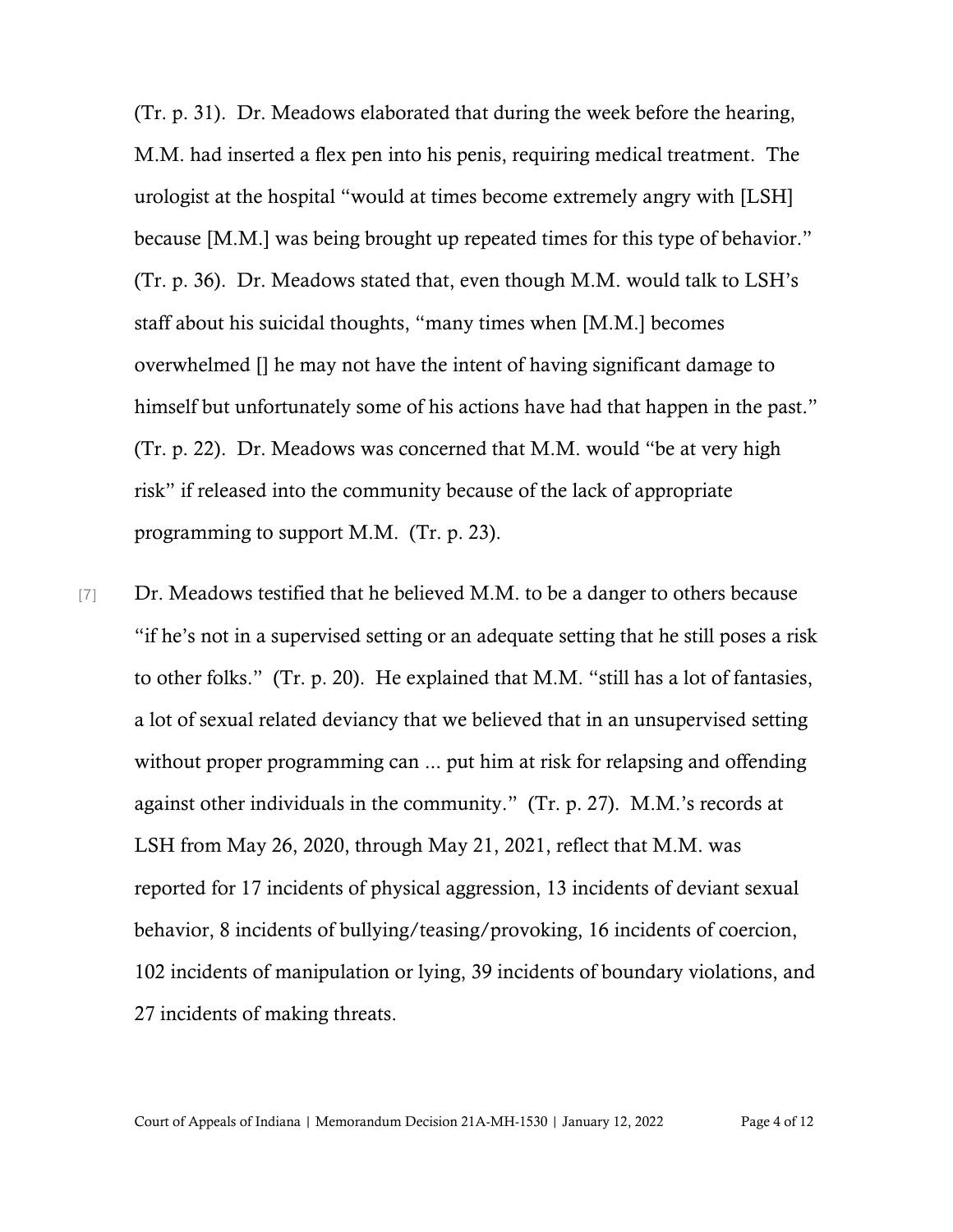(Tr. p. 31). Dr. Meadows elaborated that during the week before the hearing, M.M. had inserted a flex pen into his penis, requiring medical treatment. The urologist at the hospital "would at times become extremely angry with [LSH] because [M.M.] was being brought up repeated times for this type of behavior." (Tr. p. 36). Dr. Meadows stated that, even though M.M. would talk to LSH's staff about his suicidal thoughts, "many times when [M.M.] becomes overwhelmed [] he may not have the intent of having significant damage to himself but unfortunately some of his actions have had that happen in the past." (Tr. p. 22). Dr. Meadows was concerned that M.M. would "be at very high risk" if released into the community because of the lack of appropriate programming to support M.M. (Tr. p. 23).

[7] Dr. Meadows testified that he believed M.M. to be a danger to others because "if he's not in a supervised setting or an adequate setting that he still poses a risk to other folks." (Tr. p. 20). He explained that M.M. "still has a lot of fantasies, a lot of sexual related deviancy that we believed that in an unsupervised setting without proper programming can ... put him at risk for relapsing and offending against other individuals in the community." (Tr. p. 27). M.M.'s records at LSH from May 26, 2020, through May 21, 2021, reflect that M.M. was reported for 17 incidents of physical aggression, 13 incidents of deviant sexual behavior, 8 incidents of bullying/teasing/provoking, 16 incidents of coercion, 102 incidents of manipulation or lying, 39 incidents of boundary violations, and 27 incidents of making threats.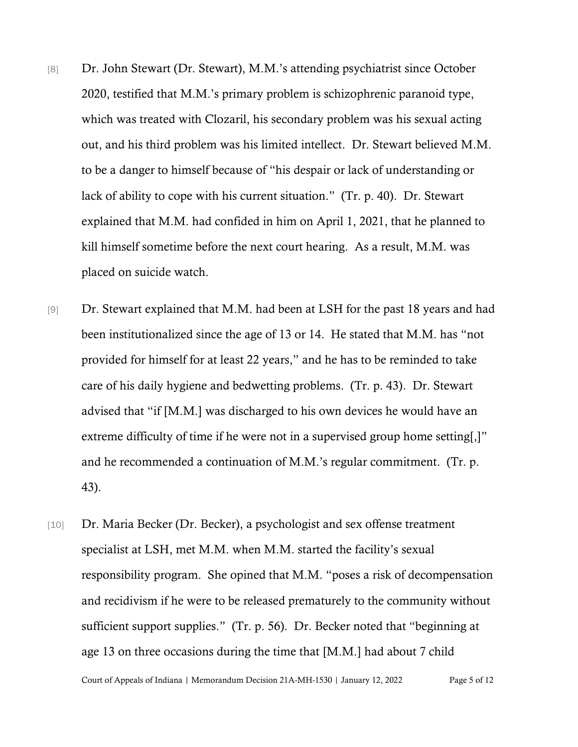[8] Dr. John Stewart (Dr. Stewart), M.M.'s attending psychiatrist since October 2020, testified that M.M.'s primary problem is schizophrenic paranoid type, which was treated with Clozaril, his secondary problem was his sexual acting out, and his third problem was his limited intellect. Dr. Stewart believed M.M. to be a danger to himself because of "his despair or lack of understanding or lack of ability to cope with his current situation." (Tr. p. 40). Dr. Stewart explained that M.M. had confided in him on April 1, 2021, that he planned to kill himself sometime before the next court hearing. As a result, M.M. was placed on suicide watch.

[9] Dr. Stewart explained that M.M. had been at LSH for the past 18 years and had been institutionalized since the age of 13 or 14. He stated that M.M. has "not provided for himself for at least 22 years," and he has to be reminded to take care of his daily hygiene and bedwetting problems. (Tr. p. 43). Dr. Stewart advised that "if [M.M.] was discharged to his own devices he would have an extreme difficulty of time if he were not in a supervised group home setting[,]" and he recommended a continuation of M.M.'s regular commitment. (Tr. p. 43).

[10] Dr. Maria Becker (Dr. Becker), a psychologist and sex offense treatment specialist at LSH, met M.M. when M.M. started the facility's sexual responsibility program. She opined that M.M. "poses a risk of decompensation and recidivism if he were to be released prematurely to the community without sufficient support supplies." (Tr. p. 56). Dr. Becker noted that "beginning at age 13 on three occasions during the time that [M.M.] had about 7 child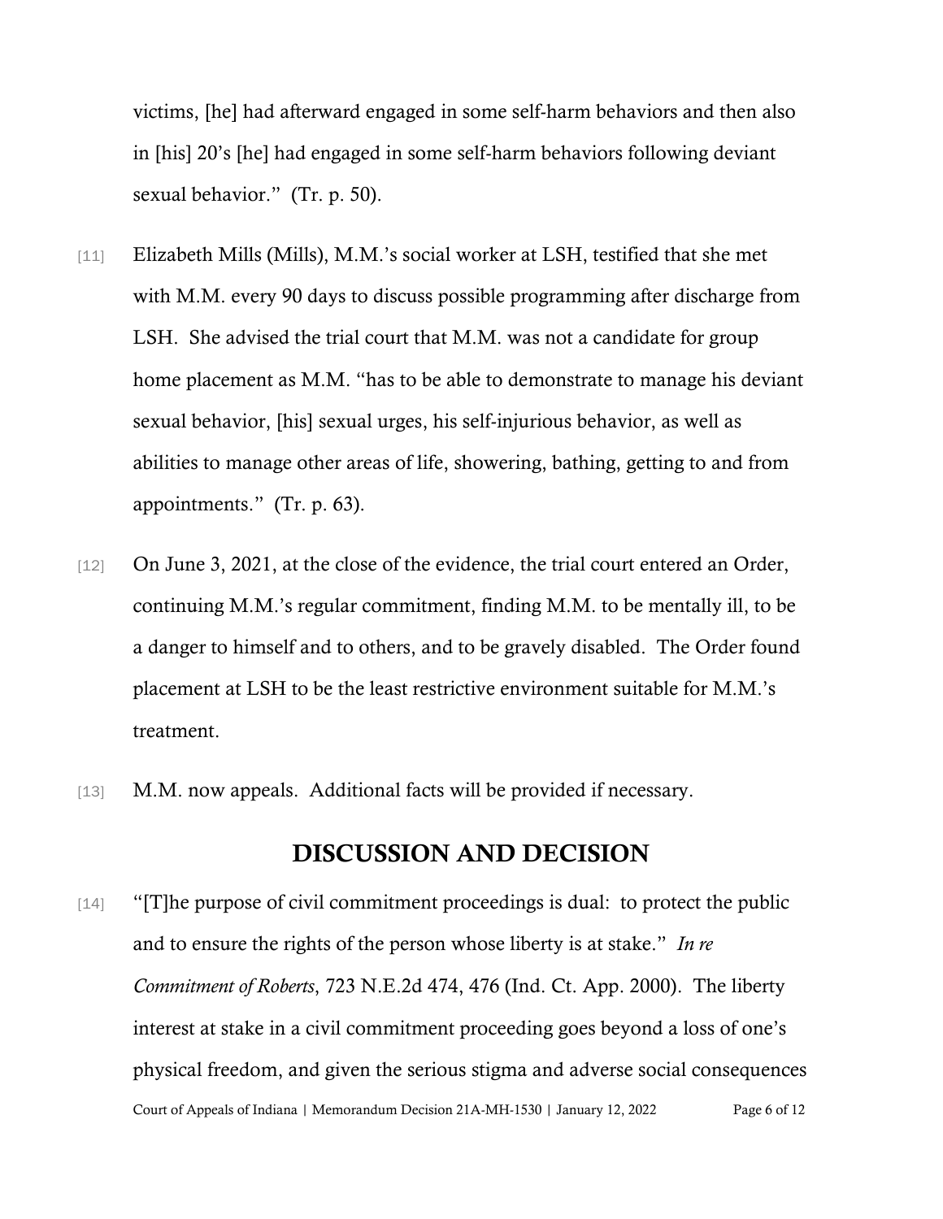victims, [he] had afterward engaged in some self-harm behaviors and then also in [his] 20's [he] had engaged in some self-harm behaviors following deviant sexual behavior." (Tr. p. 50).

[11] Elizabeth Mills (Mills), M.M.'s social worker at LSH, testified that she met with M.M. every 90 days to discuss possible programming after discharge from LSH. She advised the trial court that M.M. was not a candidate for group home placement as M.M. "has to be able to demonstrate to manage his deviant sexual behavior, [his] sexual urges, his self-injurious behavior, as well as abilities to manage other areas of life, showering, bathing, getting to and from appointments." (Tr. p. 63).

[12] On June 3, 2021, at the close of the evidence, the trial court entered an Order, continuing M.M.'s regular commitment, finding M.M. to be mentally ill, to be a danger to himself and to others, and to be gravely disabled. The Order found placement at LSH to be the least restrictive environment suitable for M.M.'s treatment.

[13] M.M. now appeals. Additional facts will be provided if necessary.

## DISCUSSION AND DECISION

[14] "[T]he purpose of civil commitment proceedings is dual: to protect the public and to ensure the rights of the person whose liberty is at stake." *In re Commitment of Roberts*, 723 N.E.2d 474, 476 (Ind. Ct. App. 2000). The liberty interest at stake in a civil commitment proceeding goes beyond a loss of one's physical freedom, and given the serious stigma and adverse social consequences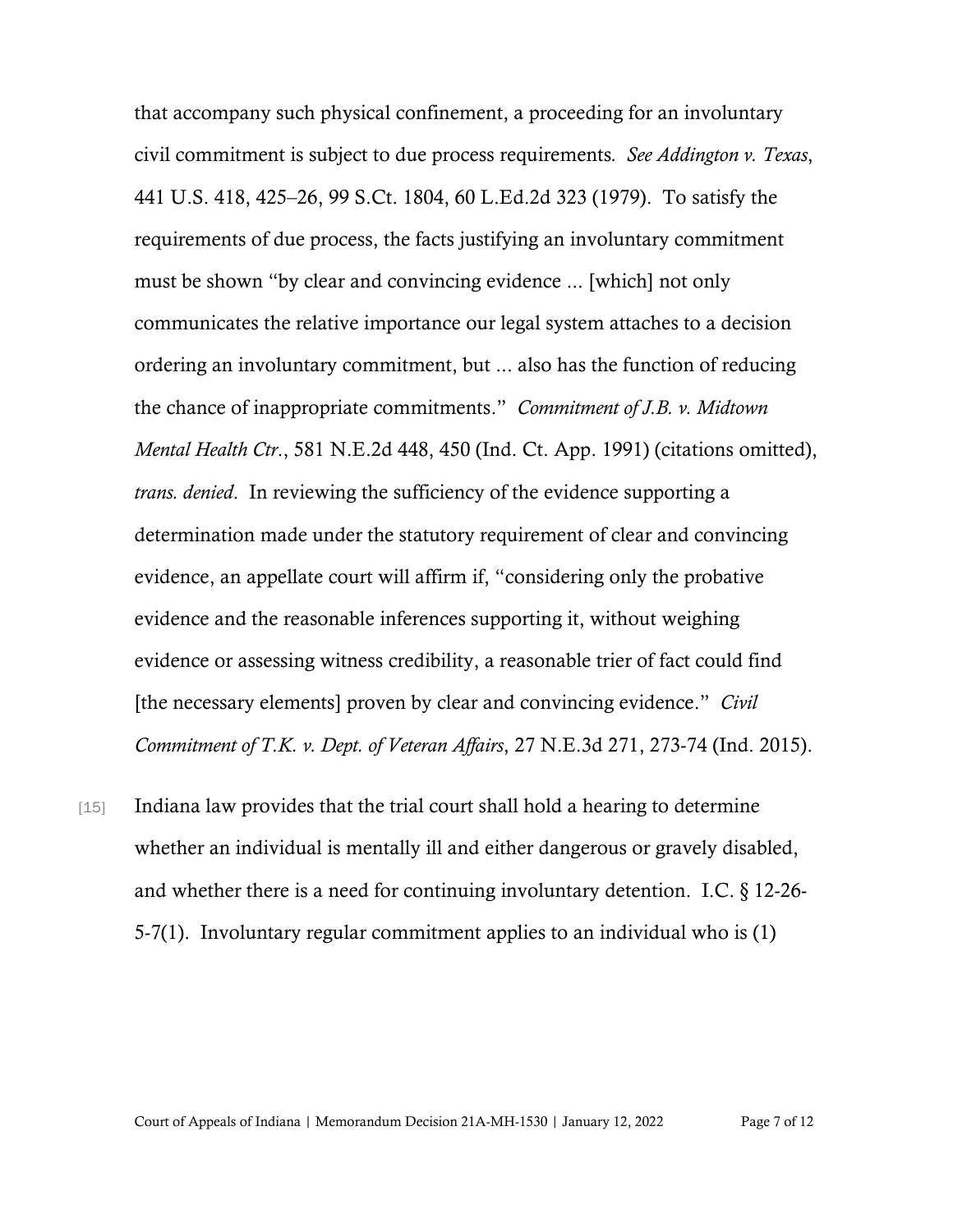that accompany such physical confinement, a proceeding for an involuntary civil commitment is subject to due process requirements. *See Addington v. Texas*, 441 U.S. 418, 425–26, 99 S.Ct. 1804, 60 L.Ed.2d 323 (1979). To satisfy the requirements of due process, the facts justifying an involuntary commitment must be shown "by clear and convincing evidence ... [which] not only communicates the relative importance our legal system attaches to a decision ordering an involuntary commitment, but ... also has the function of reducing the chance of inappropriate commitments." *Commitment of J.B. v. Midtown Mental Health Ctr.*, 581 N.E.2d 448, 450 (Ind. Ct. App. 1991) (citations omitted), *trans. denied*. In reviewing the sufficiency of the evidence supporting a determination made under the statutory requirement of clear and convincing evidence, an appellate court will affirm if, "considering only the probative evidence and the reasonable inferences supporting it, without weighing evidence or assessing witness credibility, a reasonable trier of fact could find [the necessary elements] proven by clear and convincing evidence." *Civil Commitment of T.K. v. Dept. of Veteran Affairs*, 27 N.E.3d 271, 273-74 (Ind. 2015).

[15] Indiana law provides that the trial court shall hold a hearing to determine whether an individual is mentally ill and either dangerous or gravely disabled, and whether there is a need for continuing involuntary detention. I.C. § 12-26-5-7(1). Involuntary regular commitment applies to an individual who is (1)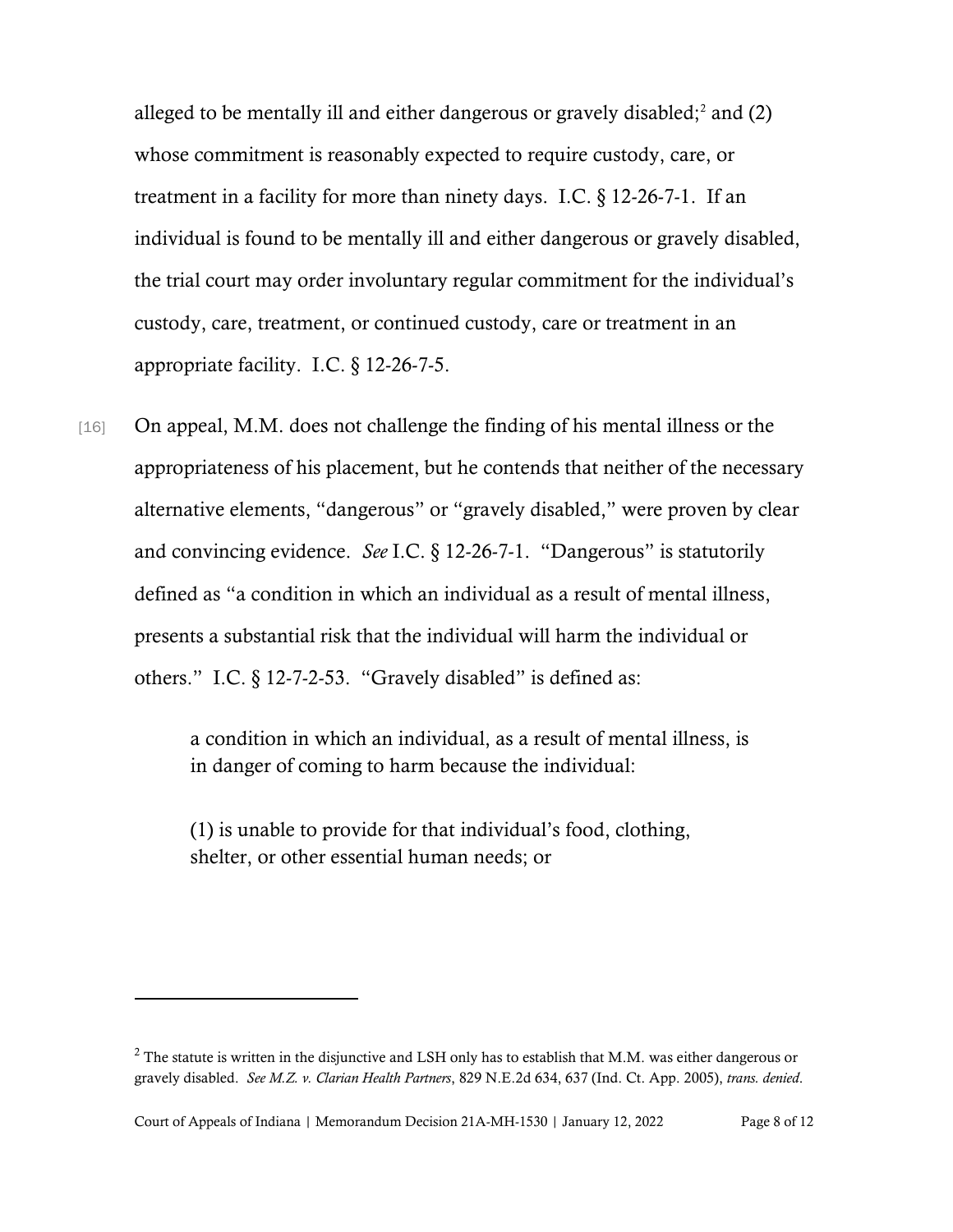alleged to be mentally ill and either dangerous or gravely disabled;[2] and (2) whose commitment is reasonably expected to require custody, care, or treatment in a facility for more than ninety days. I.C. § 12-26-7-1. If an individual is found to be mentally ill and either dangerous or gravely disabled, the trial court may order involuntary regular commitment for the individual's custody, care, treatment, or continued custody, care or treatment in an appropriate facility. I.C. § 12-26-7-5.

[16] On appeal, M.M. does not challenge the finding of his mental illness or the appropriateness of his placement, but he contends that neither of the necessary alternative elements, "dangerous" or "gravely disabled," were proven by clear and convincing evidence. *See* I.C. § 12-26-7-1. "Dangerous" is statutorily defined as "a condition in which an individual as a result of mental illness, presents a substantial risk that the individual will harm the individual or others." I.C. § 12-7-2-53. "Gravely disabled" is defined as:

> a condition in which an individual, as a result of mental illness, is in danger of coming to harm because the individual:
>
> (1) is unable to provide for that individual's food, clothing, shelter, or other essential human needs; or

---

[2] The statute is written in the disjunctive and LSH only has to establish that M.M. was either dangerous or gravely disabled. *See M.Z. v. Clarian Health Partners*, 829 N.E.2d 634, 637 (Ind. Ct. App. 2005), *trans. denied*.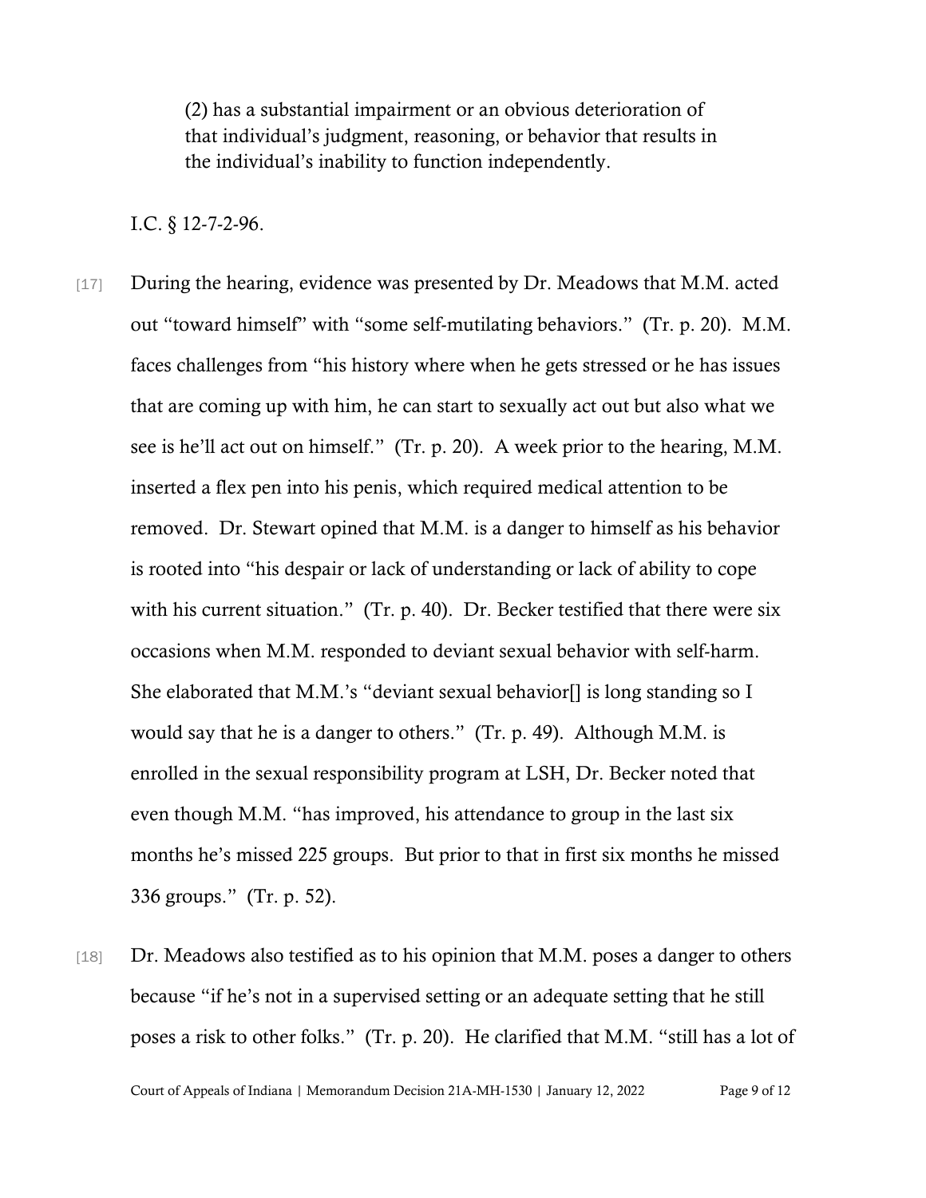(2) has a substantial impairment or an obvious deterioration of that individual's judgment, reasoning, or behavior that results in the individual's inability to function independently.

I.C. § 12-7-2-96.

[17] During the hearing, evidence was presented by Dr. Meadows that M.M. acted out "toward himself" with "some self-mutilating behaviors." (Tr. p. 20). M.M. faces challenges from "his history where when he gets stressed or he has issues that are coming up with him, he can start to sexually act out but also what we see is he'll act out on himself." (Tr. p. 20). A week prior to the hearing, M.M. inserted a flex pen into his penis, which required medical attention to be removed. Dr. Stewart opined that M.M. is a danger to himself as his behavior is rooted into "his despair or lack of understanding or lack of ability to cope with his current situation." (Tr. p. 40). Dr. Becker testified that there were six occasions when M.M. responded to deviant sexual behavior with self-harm. She elaborated that M.M.'s "deviant sexual behavior[] is long standing so I would say that he is a danger to others." (Tr. p. 49). Although M.M. is enrolled in the sexual responsibility program at LSH, Dr. Becker noted that even though M.M. "has improved, his attendance to group in the last six months he's missed 225 groups. But prior to that in first six months he missed 336 groups." (Tr. p. 52).

[18] Dr. Meadows also testified as to his opinion that M.M. poses a danger to others because "if he's not in a supervised setting or an adequate setting that he still poses a risk to other folks." (Tr. p. 20). He clarified that M.M. "still has a lot of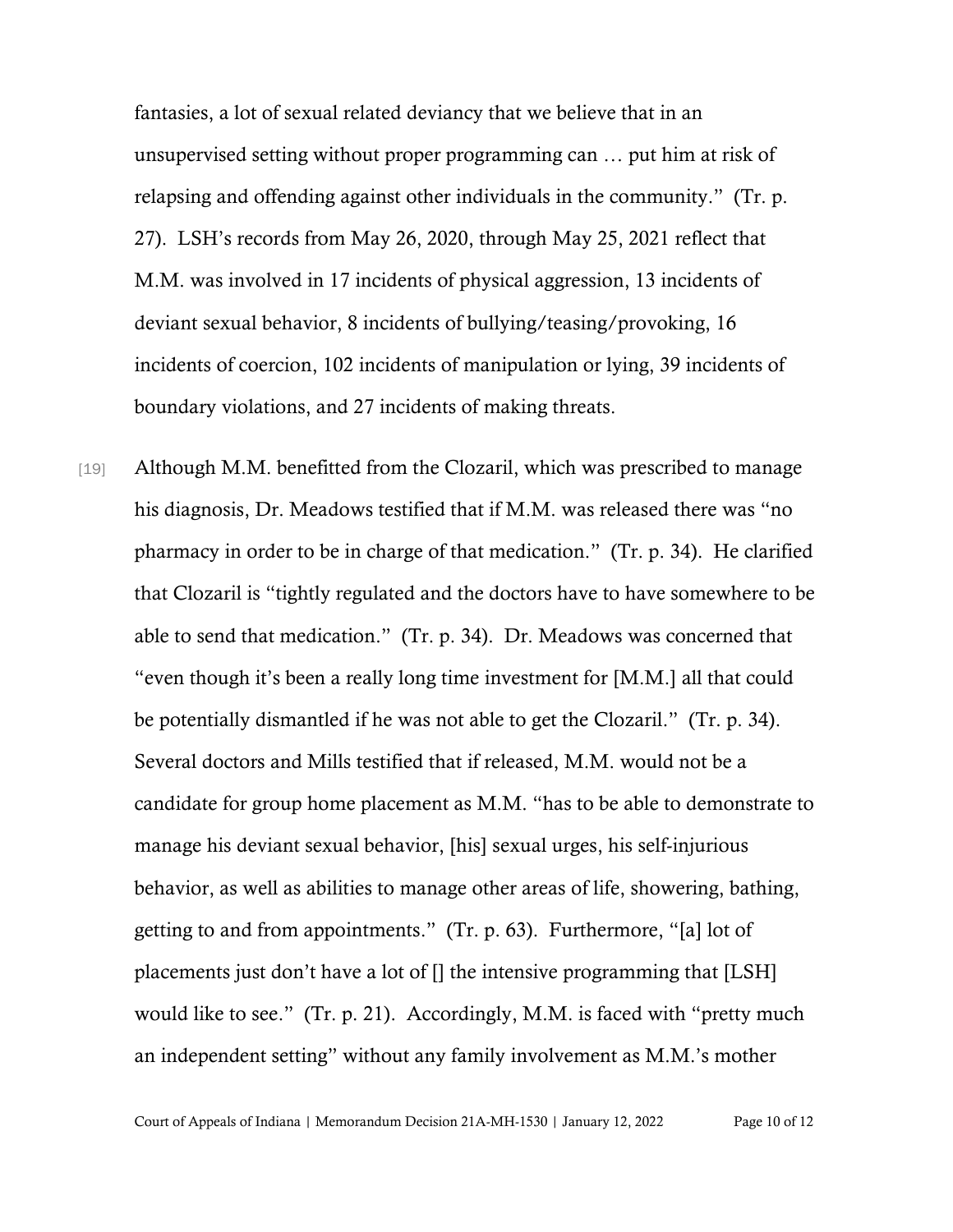fantasies, a lot of sexual related deviancy that we believe that in an unsupervised setting without proper programming can … put him at risk of relapsing and offending against other individuals in the community." (Tr. p. 27). LSH's records from May 26, 2020, through May 25, 2021 reflect that M.M. was involved in 17 incidents of physical aggression, 13 incidents of deviant sexual behavior, 8 incidents of bullying/teasing/provoking, 16 incidents of coercion, 102 incidents of manipulation or lying, 39 incidents of boundary violations, and 27 incidents of making threats.

[19] Although M.M. benefitted from the Clozaril, which was prescribed to manage his diagnosis, Dr. Meadows testified that if M.M. was released there was "no pharmacy in order to be in charge of that medication." (Tr. p. 34). He clarified that Clozaril is "tightly regulated and the doctors have to have somewhere to be able to send that medication." (Tr. p. 34). Dr. Meadows was concerned that "even though it's been a really long time investment for [M.M.] all that could be potentially dismantled if he was not able to get the Clozaril." (Tr. p. 34). Several doctors and Mills testified that if released, M.M. would not be a candidate for group home placement as M.M. "has to be able to demonstrate to manage his deviant sexual behavior, [his] sexual urges, his self-injurious behavior, as well as abilities to manage other areas of life, showering, bathing, getting to and from appointments." (Tr. p. 63). Furthermore, "[a] lot of placements just don't have a lot of [] the intensive programming that [LSH] would like to see." (Tr. p. 21). Accordingly, M.M. is faced with "pretty much an independent setting" without any family involvement as M.M.'s mother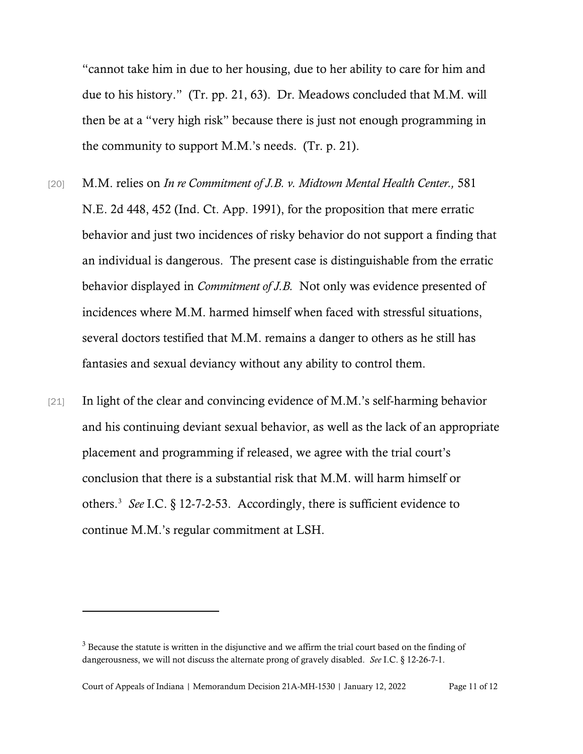"cannot take him in due to her housing, due to her ability to care for him and due to his history." (Tr. pp. 21, 63). Dr. Meadows concluded that M.M. will then be at a "very high risk" because there is just not enough programming in the community to support M.M.'s needs. (Tr. p. 21).

[20] M.M. relies on *In re Commitment of J.B. v. Midtown Mental Health Center.,* 581 N.E. 2d 448, 452 (Ind. Ct. App. 1991), for the proposition that mere erratic behavior and just two incidences of risky behavior do not support a finding that an individual is dangerous. The present case is distinguishable from the erratic behavior displayed in *Commitment of J.B.* Not only was evidence presented of incidences where M.M. harmed himself when faced with stressful situations, several doctors testified that M.M. remains a danger to others as he still has fantasies and sexual deviancy without any ability to control them.

[21] In light of the clear and convincing evidence of M.M.'s self-harming behavior and his continuing deviant sexual behavior, as well as the lack of an appropriate placement and programming if released, we agree with the trial court's conclusion that there is a substantial risk that M.M. will harm himself or others.[3] *See* I.C. § 12-7-2-53. Accordingly, there is sufficient evidence to continue M.M.'s regular commitment at LSH.

---

[3] Because the statute is written in the disjunctive and we affirm the trial court based on the finding of dangerousness, we will not discuss the alternate prong of gravely disabled. *See* I.C. § 12-26-7-1.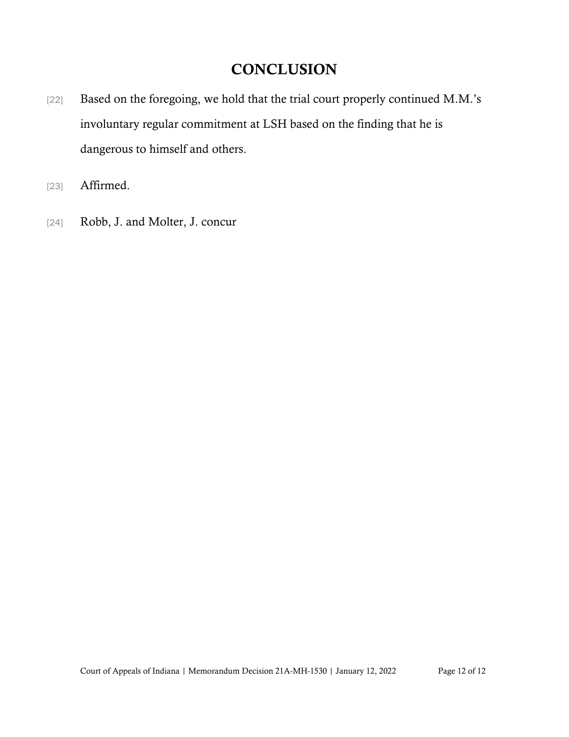# CONCLUSION

[22] Based on the foregoing, we hold that the trial court properly continued M.M.'s involuntary regular commitment at LSH based on the finding that he is dangerous to himself and others.

[23] Affirmed.

[24] Robb, J. and Molter, J. concur